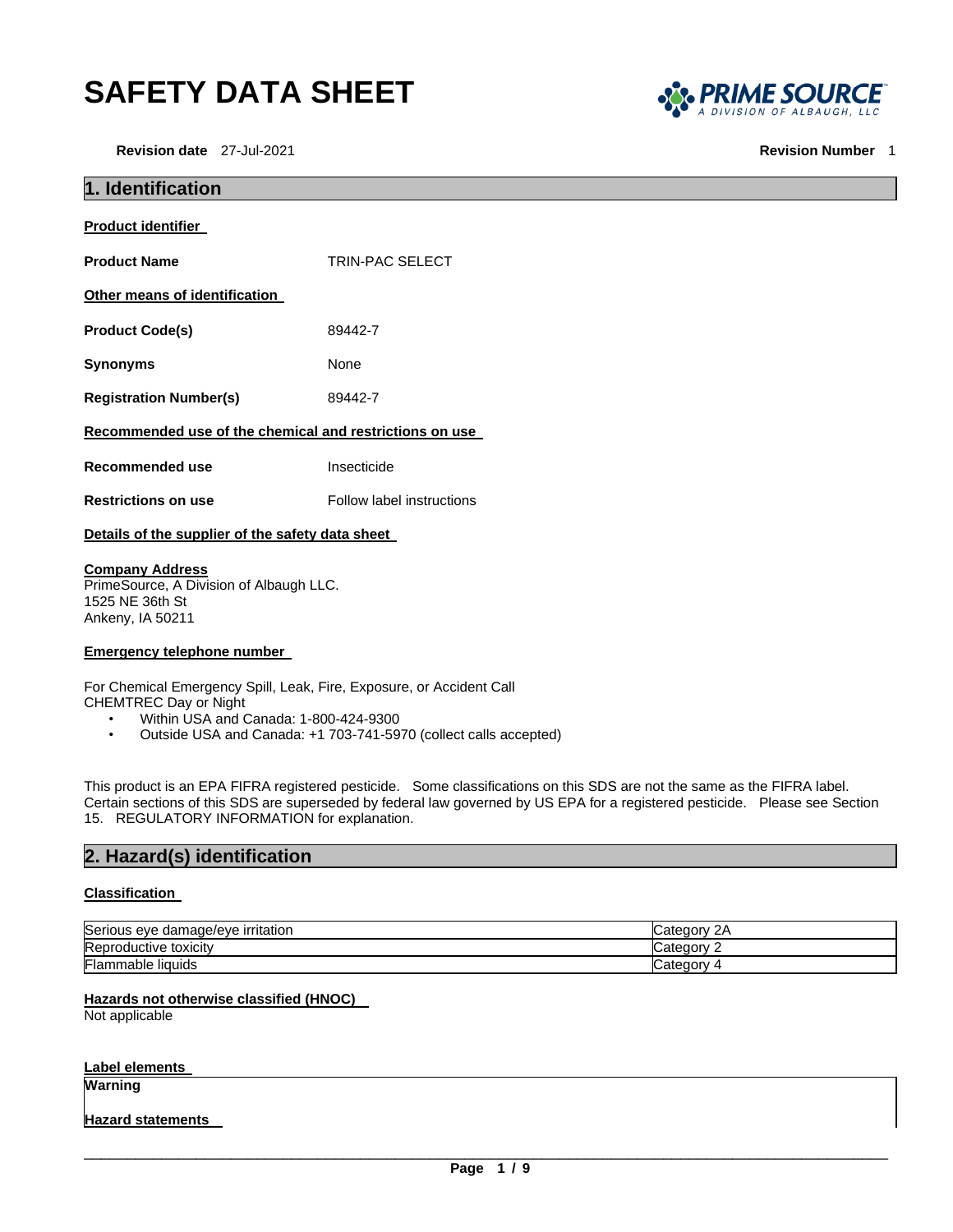# SAFETY DATA SHEET

**Revision date** 27-Jul-2021 **Revision Number** 1

## 1. Identification

**Product identifier**

**Product Name** TRIN-PAC SELECT

**Other means of identification**

**Product Code(s)** 89442-7

**Synonyms** None

**Registration Number(s)** 89442-7

**Recommended use of the chemical and restrictions on use**

**Recommended use** Insecticide

**Restrictions on use** Follow label instructions

**Details of the supplier of the safety data sheet**

**Company Address**
PrimeSource, A Division of Albaugh LLC.
1525 NE 36th St
Ankeny, IA 50211

**Emergency telephone number**

For Chemical Emergency Spill, Leak, Fire, Exposure, or Accident Call
CHEMTREC Day or Night

- Within USA and Canada: 1-800-424-9300
- Outside USA and Canada: +1 703-741-5970 (collect calls accepted)

This product is an EPA FIFRA registered pesticide. Some classifications on this SDS are not the same as the FIFRA label. Certain sections of this SDS are superseded by federal law governed by US EPA for a registered pesticide. Please see Section 15. REGULATORY INFORMATION for explanation.

## 2. Hazard(s) identification

**Classification**

| | |
|---|---|
| Serious eye damage/eye irritation | Category 2A |
| Reproductive toxicity | Category 2 |
| Flammable liquids | Category 4 |

**Hazards not otherwise classified (HNOC)**
Not applicable

**Label elements**

**Warning**

**Hazard statements**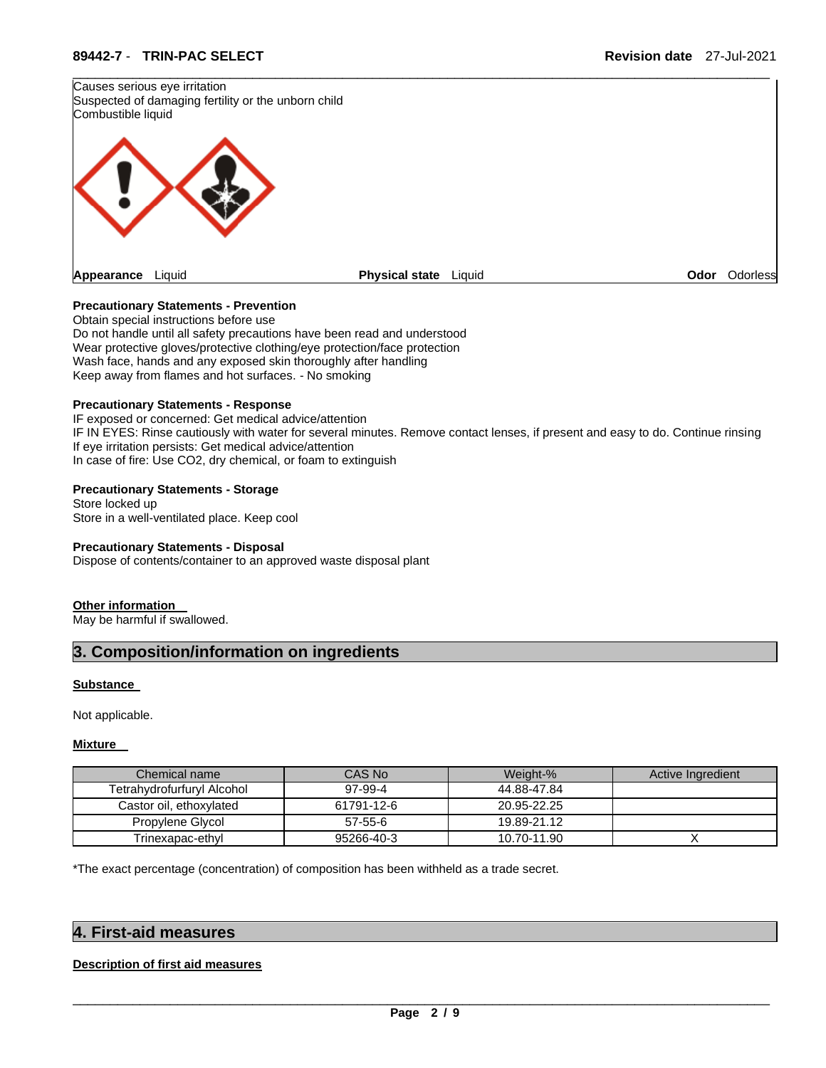Causes serious eye irritation
Suspected of damaging fertility or the unborn child
Combustible liquid

**Appearance** Liquid **Physical state** Liquid **Odor** Odorless

**Precautionary Statements - Prevention**
Obtain special instructions before use
Do not handle until all safety precautions have been read and understood
Wear protective gloves/protective clothing/eye protection/face protection
Wash face, hands and any exposed skin thoroughly after handling
Keep away from flames and hot surfaces. - No smoking

**Precautionary Statements - Response**
IF exposed or concerned: Get medical advice/attention
IF IN EYES: Rinse cautiously with water for several minutes. Remove contact lenses, if present and easy to do. Continue rinsing
If eye irritation persists: Get medical advice/attention
In case of fire: Use CO2, dry chemical, or foam to extinguish

**Precautionary Statements - Storage**
Store locked up
Store in a well-ventilated place. Keep cool

**Precautionary Statements - Disposal**
Dispose of contents/container to an approved waste disposal plant

**Other information**
May be harmful if swallowed.

## 3. Composition/information on ingredients

**Substance**

Not applicable.

**Mixture**

| Chemical name | CAS No | Weight-% | Active Ingredient |
|---|---|---|---|
| Tetrahydrofurfuryl Alcohol | 97-99-4 | 44.88-47.84 | |
| Castor oil, ethoxylated | 61791-12-6 | 20.95-22.25 | |
| Propylene Glycol | 57-55-6 | 19.89-21.12 | |
| Trinexapac-ethyl | 95266-40-3 | 10.70-11.90 | X |

*The exact percentage (concentration) of composition has been withheld as a trade secret.

## 4. First-aid measures

**Description of first aid measures**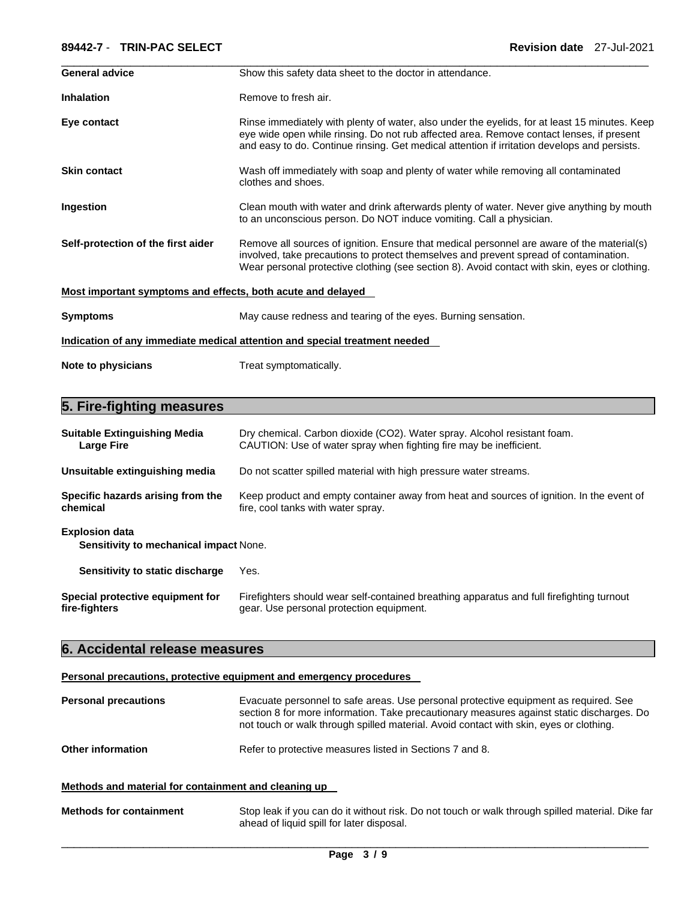| | |
|---|---|
| **General advice** | Show this safety data sheet to the doctor in attendance. |
| **Inhalation** | Remove to fresh air. |
| **Eye contact** | Rinse immediately with plenty of water, also under the eyelids, for at least 15 minutes. Keep eye wide open while rinsing. Do not rub affected area. Remove contact lenses, if present and easy to do. Continue rinsing. Get medical attention if irritation develops and persists. |
| **Skin contact** | Wash off immediately with soap and plenty of water while removing all contaminated clothes and shoes. |
| **Ingestion** | Clean mouth with water and drink afterwards plenty of water. Never give anything by mouth to an unconscious person. Do NOT induce vomiting. Call a physician. |
| **Self-protection of the first aider** | Remove all sources of ignition. Ensure that medical personnel are aware of the material(s) involved, take precautions to protect themselves and prevent spread of contamination. Wear personal protective clothing (see section 8). Avoid contact with skin, eyes or clothing. |

**Most important symptoms and effects, both acute and delayed**

| | |
|---|---|
| **Symptoms** | May cause redness and tearing of the eyes. Burning sensation. |

**Indication of any immediate medical attention and special treatment needed**

| | |
|---|---|
| **Note to physicians** | Treat symptomatically. |

## 5. Fire-fighting measures

| | |
|---|---|
| **Suitable Extinguishing Media** **Large Fire** | Dry chemical. Carbon dioxide ($CO_2$). Water spray. Alcohol resistant foam. CAUTION: Use of water spray when fighting fire may be inefficient. |
| **Unsuitable extinguishing media** | Do not scatter spilled material with high pressure water streams. |
| **Specific hazards arising from the chemical** | Keep product and empty container away from heat and sources of ignition. In the event of fire, cool tanks with water spray. |

**Explosion data**

| | |
|---|---|
| **Sensitivity to mechanical impact** | None. |
| **Sensitivity to static discharge** | Yes. |
| **Special protective equipment for fire-fighters** | Firefighters should wear self-contained breathing apparatus and full firefighting turnout gear. Use personal protection equipment. |

## 6. Accidental release measures

**Personal precautions, protective equipment and emergency procedures**

| | |
|---|---|
| **Personal precautions** | Evacuate personnel to safe areas. Use personal protective equipment as required. See section 8 for more information. Take precautionary measures against static discharges. Do not touch or walk through spilled material. Avoid contact with skin, eyes or clothing. |
| **Other information** | Refer to protective measures listed in Sections 7 and 8. |

**Methods and material for containment and cleaning up**

| | |
|---|---|
| **Methods for containment** | Stop leak if you can do it without risk. Do not touch or walk through spilled material. Dike far ahead of liquid spill for later disposal. |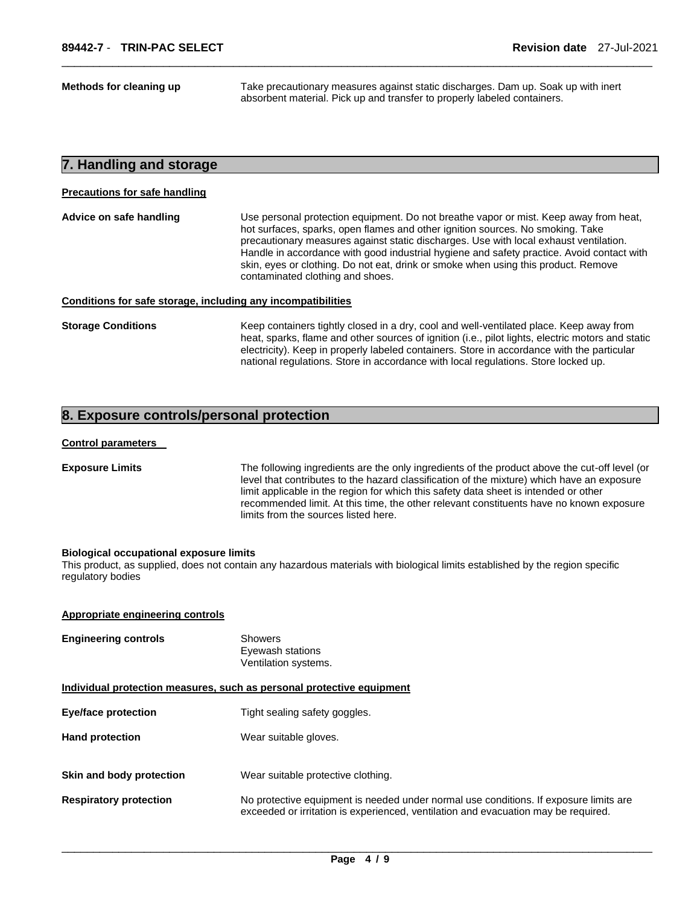**Methods for cleaning up** Take precautionary measures against static discharges. Dam up. Soak up with inert absorbent material. Pick up and transfer to properly labeled containers.

## 7. Handling and storage

**Precautions for safe handling**

**Advice on safe handling** Use personal protection equipment. Do not breathe vapor or mist. Keep away from heat, hot surfaces, sparks, open flames and other ignition sources. No smoking. Take precautionary measures against static discharges. Use with local exhaust ventilation. Handle in accordance with good industrial hygiene and safety practice. Avoid contact with skin, eyes or clothing. Do not eat, drink or smoke when using this product. Remove contaminated clothing and shoes.

**Conditions for safe storage, including any incompatibilities**

**Storage Conditions** Keep containers tightly closed in a dry, cool and well-ventilated place. Keep away from heat, sparks, flame and other sources of ignition (i.e., pilot lights, electric motors and static electricity). Keep in properly labeled containers. Store in accordance with the particular national regulations. Store in accordance with local regulations. Store locked up.

## 8. Exposure controls/personal protection

**Control parameters**

**Exposure Limits** The following ingredients are the only ingredients of the product above the cut-off level (or level that contributes to the hazard classification of the mixture) which have an exposure limit applicable in the region for which this safety data sheet is intended or other recommended limit. At this time, the other relevant constituents have no known exposure limits from the sources listed here.

**Biological occupational exposure limits**
This product, as supplied, does not contain any hazardous materials with biological limits established by the region specific regulatory bodies

**Appropriate engineering controls**

**Engineering controls** Showers
Eyewash stations
Ventilation systems.

**Individual protection measures, such as personal protective equipment**

**Eye/face protection** Tight sealing safety goggles.

**Hand protection** Wear suitable gloves.

**Skin and body protection** Wear suitable protective clothing.

**Respiratory protection** No protective equipment is needed under normal use conditions. If exposure limits are exceeded or irritation is experienced, ventilation and evacuation may be required.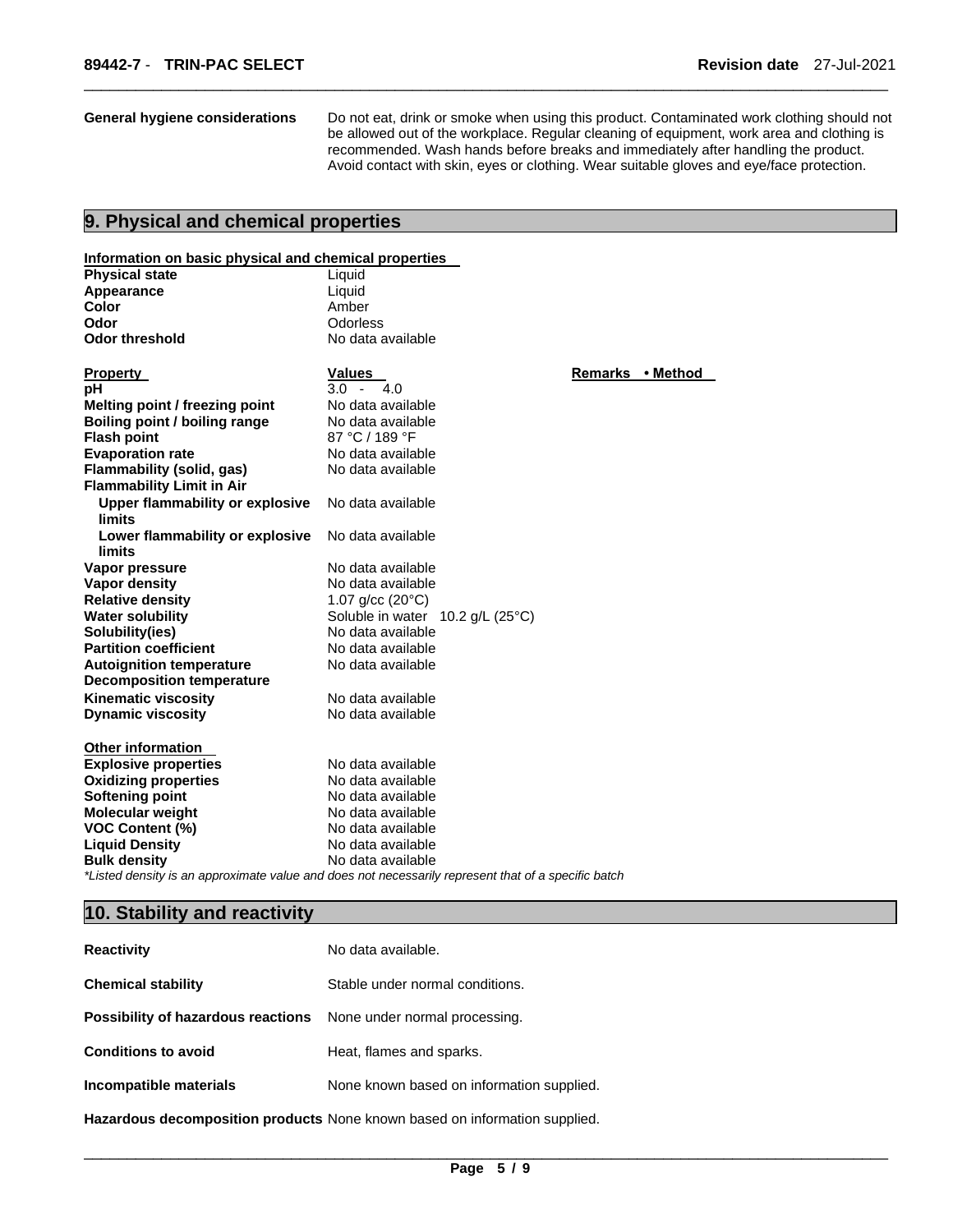**General hygiene considerations** Do not eat, drink or smoke when using this product. Contaminated work clothing should not be allowed out of the workplace. Regular cleaning of equipment, work area and clothing is recommended. Wash hands before breaks and immediately after handling the product. Avoid contact with skin, eyes or clothing. Wear suitable gloves and eye/face protection.

## 9. Physical and chemical properties

**Information on basic physical and chemical properties**

| | |
|---|---|
| **Physical state** | Liquid |
| **Appearance** | Liquid |
| **Color** | Amber |
| **Odor** | Odorless |
| **Odor threshold** | No data available |

| **Property** | **Values** | **Remarks • Method** |
|---|---|---|
| **pH** | 3.0 - 4.0 | |
| **Melting point / freezing point** | No data available | |
| **Boiling point / boiling range** | No data available | |
| **Flash point** | 87 °C / 189 °F | |
| **Evaporation rate** | No data available | |
| **Flammability (solid, gas)** | No data available | |
| **Flammability Limit in Air** | | |
| **Upper flammability or explosive limits** | No data available | |
| **Lower flammability or explosive limits** | No data available | |
| **Vapor pressure** | No data available | |
| **Vapor density** | No data available | |
| **Relative density** | 1.07 g/cc (20°C) | |
| **Water solubility** | Soluble in water 10.2 g/L (25°C) | |
| **Solubility(ies)** | No data available | |
| **Partition coefficient** | No data available | |
| **Autoignition temperature** | No data available | |
| **Decomposition temperature** | | |
| **Kinematic viscosity** | No data available | |
| **Dynamic viscosity** | No data available | |

**Other information**

| | |
|---|---|
| **Explosive properties** | No data available |
| **Oxidizing properties** | No data available |
| **Softening point** | No data available |
| **Molecular weight** | No data available |
| **VOC Content (%)** | No data available |
| **Liquid Density** | No data available |
| **Bulk density** | No data available |

*\*Listed density is an approximate value and does not necessarily represent that of a specific batch*

## 10. Stability and reactivity

| | |
|---|---|
| **Reactivity** | No data available. |
| **Chemical stability** | Stable under normal conditions. |
| **Possibility of hazardous reactions** | None under normal processing. |
| **Conditions to avoid** | Heat, flames and sparks. |
| **Incompatible materials** | None known based on information supplied. |
| **Hazardous decomposition products** | None known based on information supplied. |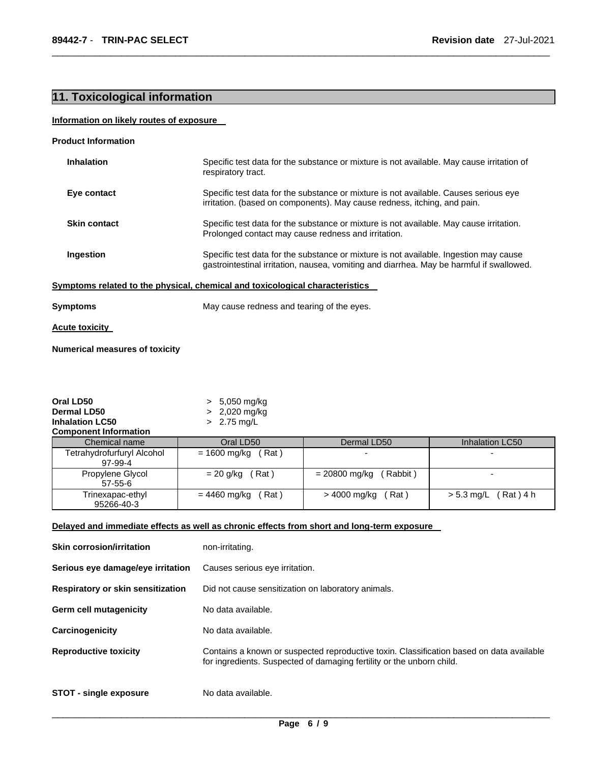## 11. Toxicological information

**Information on likely routes of exposure**

**Product Information**

| | |
|---|---|
| **Inhalation** | Specific test data for the substance or mixture is not available. May cause irritation of respiratory tract. |
| **Eye contact** | Specific test data for the substance or mixture is not available. Causes serious eye irritation. (based on components). May cause redness, itching, and pain. |
| **Skin contact** | Specific test data for the substance or mixture is not available. May cause irritation. Prolonged contact may cause redness and irritation. |
| **Ingestion** | Specific test data for the substance or mixture is not available. Ingestion may cause gastrointestinal irritation, nausea, vomiting and diarrhea. May be harmful if swallowed. |

**Symptoms related to the physical, chemical and toxicological characteristics**

**Symptoms** May cause redness and tearing of the eyes.

**Acute toxicity**

**Numerical measures of toxicity**

**Oral LD50** > 5,050 mg/kg
**Dermal LD50** > 2,020 mg/kg
**Inhalation LC50** > 2.75 mg/L

**Component Information**

| Chemical name | Oral LD50 | Dermal LD50 | Inhalation LC50 |
|---|---|---|---|
| Tetrahydrofurfuryl Alcohol<br>97-99-4 | = 1600 mg/kg ( Rat ) | - | - |
| Propylene Glycol<br>57-55-6 | = 20 g/kg ( Rat ) | = 20800 mg/kg ( Rabbit ) | - |
| Trinexapac-ethyl<br>95266-40-3 | = 4460 mg/kg ( Rat ) | > 4000 mg/kg ( Rat ) | > 5.3 mg/L ( Rat ) 4 h |

**Delayed and immediate effects as well as chronic effects from short and long-term exposure**

| | |
|---|---|
| **Skin corrosion/irritation** | non-irritating. |
| **Serious eye damage/eye irritation** | Causes serious eye irritation. |
| **Respiratory or skin sensitization** | Did not cause sensitization on laboratory animals. |
| **Germ cell mutagenicity** | No data available. |
| **Carcinogenicity** | No data available. |
| **Reproductive toxicity** | Contains a known or suspected reproductive toxin. Classification based on data available for ingredients. Suspected of damaging fertility or the unborn child. |
| **STOT - single exposure** | No data available. |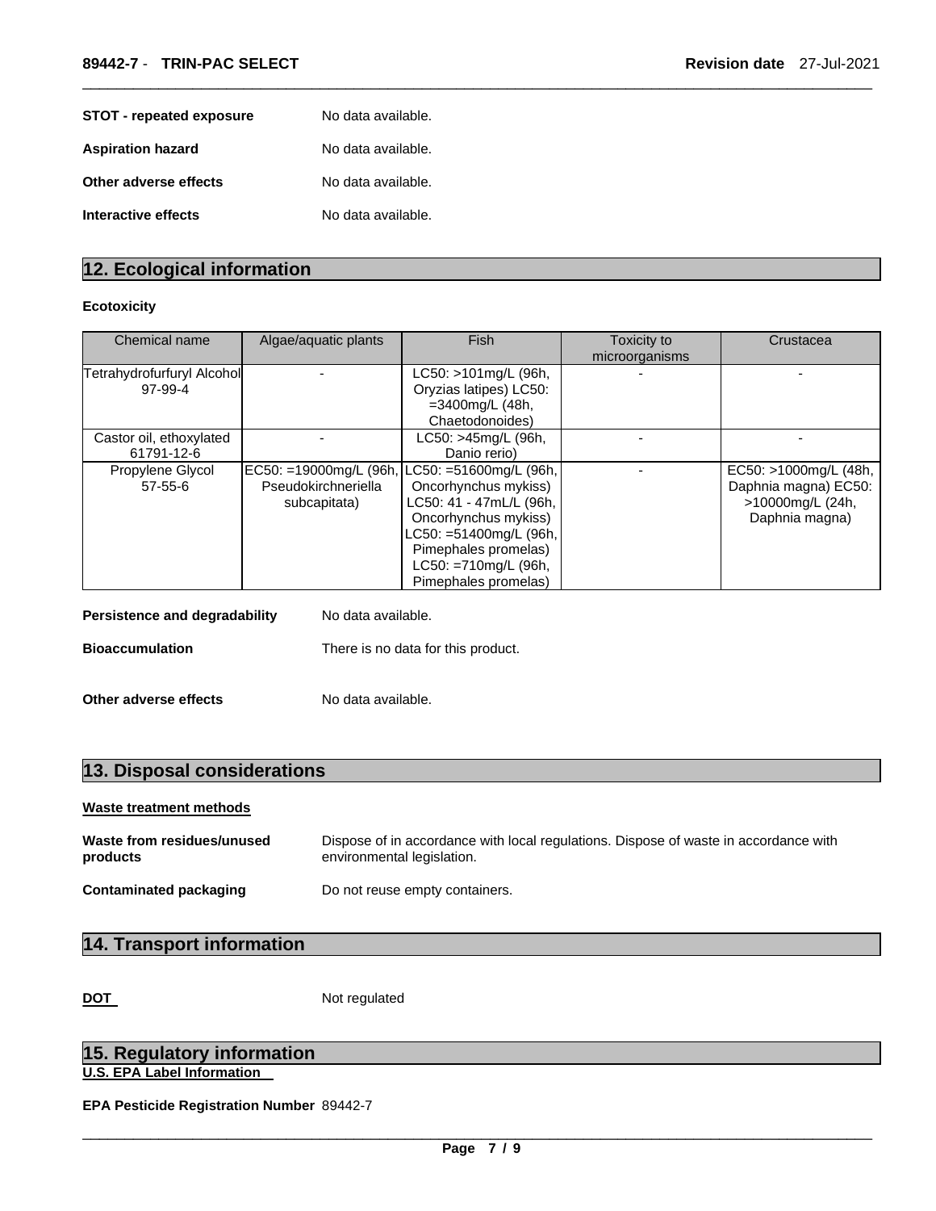**STOT - repeated exposure** No data available.

**Aspiration hazard** No data available.

**Other adverse effects** No data available.

**Interactive effects** No data available.

## 12. Ecological information

**Ecotoxicity**

| Chemical name | Algae/aquatic plants | Fish | Toxicity to microorganisms | Crustacea |
|---|---|---|---|---|
| Tetrahydrofurfuryl Alcohol 97-99-4 | - | LC50: >101mg/L (96h, Oryzias latipes) LC50: =3400mg/L (48h, Chaetodonoides) | - | - |
| Castor oil, ethoxylated 61791-12-6 | - | LC50: >45mg/L (96h, Danio rerio) | - | - |
| Propylene Glycol 57-55-6 | EC50: =19000mg/L (96h, Pseudokirchneriella subcapitata) | LC50: =51600mg/L (96h, Oncorhynchus mykiss) LC50: 41 - 47mL/L (96h, Oncorhynchus mykiss) LC50: =51400mg/L (96h, Pimephales promelas) LC50: =710mg/L (96h, Pimephales promelas) | - | EC50: >1000mg/L (48h, Daphnia magna) EC50: >10000mg/L (24h, Daphnia magna) |

**Persistence and degradability** No data available.

**Bioaccumulation** There is no data for this product.

**Other adverse effects** No data available.

## 13. Disposal considerations

**Waste treatment methods**

**Waste from residues/unused products** Dispose of in accordance with local regulations. Dispose of waste in accordance with environmental legislation.

**Contaminated packaging** Do not reuse empty containers.

## 14. Transport information

**DOT** Not regulated

## 15. Regulatory information

**U.S. EPA Label Information**

**EPA Pesticide Registration Number** 89442-7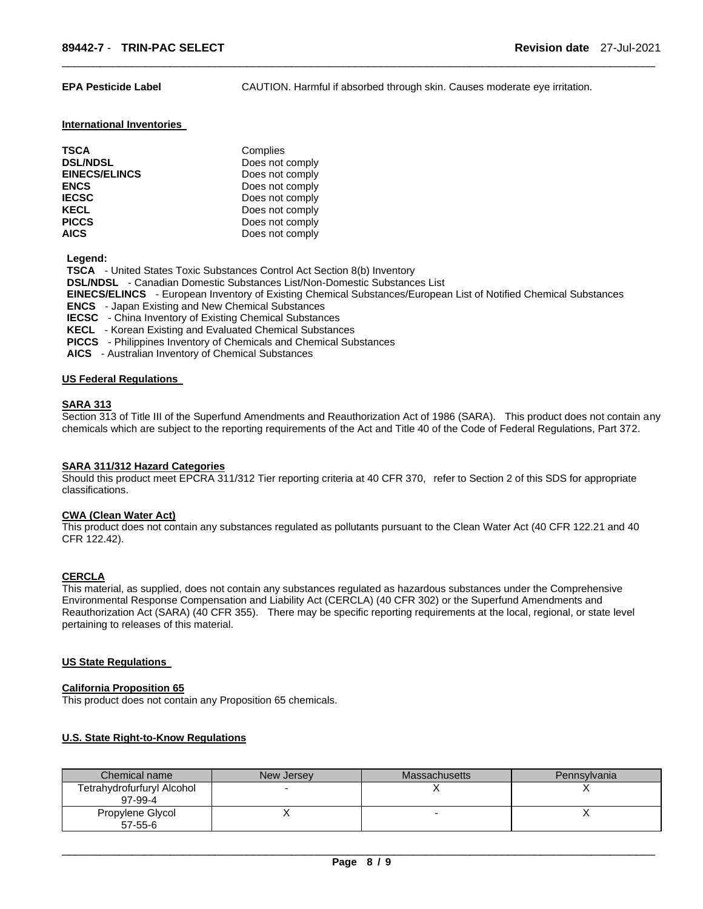**EPA Pesticide Label** CAUTION. Harmful if absorbed through skin. Causes moderate eye irritation.

### International Inventories

| | |
|---|---|
| **TSCA** | Complies |
| **DSL/NDSL** | Does not comply |
| **EINECS/ELINCS** | Does not comply |
| **ENCS** | Does not comply |
| **IECSC** | Does not comply |
| **KECL** | Does not comply |
| **PICCS** | Does not comply |
| **AICS** | Does not comply |

**Legend:**
**TSCA** - United States Toxic Substances Control Act Section 8(b) Inventory
**DSL/NDSL** - Canadian Domestic Substances List/Non-Domestic Substances List
**EINECS/ELINCS** - European Inventory of Existing Chemical Substances/European List of Notified Chemical Substances
**ENCS** - Japan Existing and New Chemical Substances
**IECSC** - China Inventory of Existing Chemical Substances
**KECL** - Korean Existing and Evaluated Chemical Substances
**PICCS** - Philippines Inventory of Chemicals and Chemical Substances
**AICS** - Australian Inventory of Chemical Substances

### US Federal Regulations

#### SARA 313

Section 313 of Title III of the Superfund Amendments and Reauthorization Act of 1986 (SARA). This product does not contain any chemicals which are subject to the reporting requirements of the Act and Title 40 of the Code of Federal Regulations, Part 372.

#### SARA 311/312 Hazard Categories

Should this product meet EPCRA 311/312 Tier reporting criteria at 40 CFR 370, refer to Section 2 of this SDS for appropriate classifications.

#### CWA (Clean Water Act)

This product does not contain any substances regulated as pollutants pursuant to the Clean Water Act (40 CFR 122.21 and 40 CFR 122.42).

#### CERCLA

This material, as supplied, does not contain any substances regulated as hazardous substances under the Comprehensive Environmental Response Compensation and Liability Act (CERCLA) (40 CFR 302) or the Superfund Amendments and Reauthorization Act (SARA) (40 CFR 355). There may be specific reporting requirements at the local, regional, or state level pertaining to releases of this material.

### US State Regulations

#### California Proposition 65

This product does not contain any Proposition 65 chemicals.

### U.S. State Right-to-Know Regulations

| Chemical name | New Jersey | Massachusetts | Pennsylvania |
|---|---|---|---|
| Tetrahydrofurfuryl Alcohol 97-99-4 | - | X | X |
| Propylene Glycol 57-55-6 | X | - | X |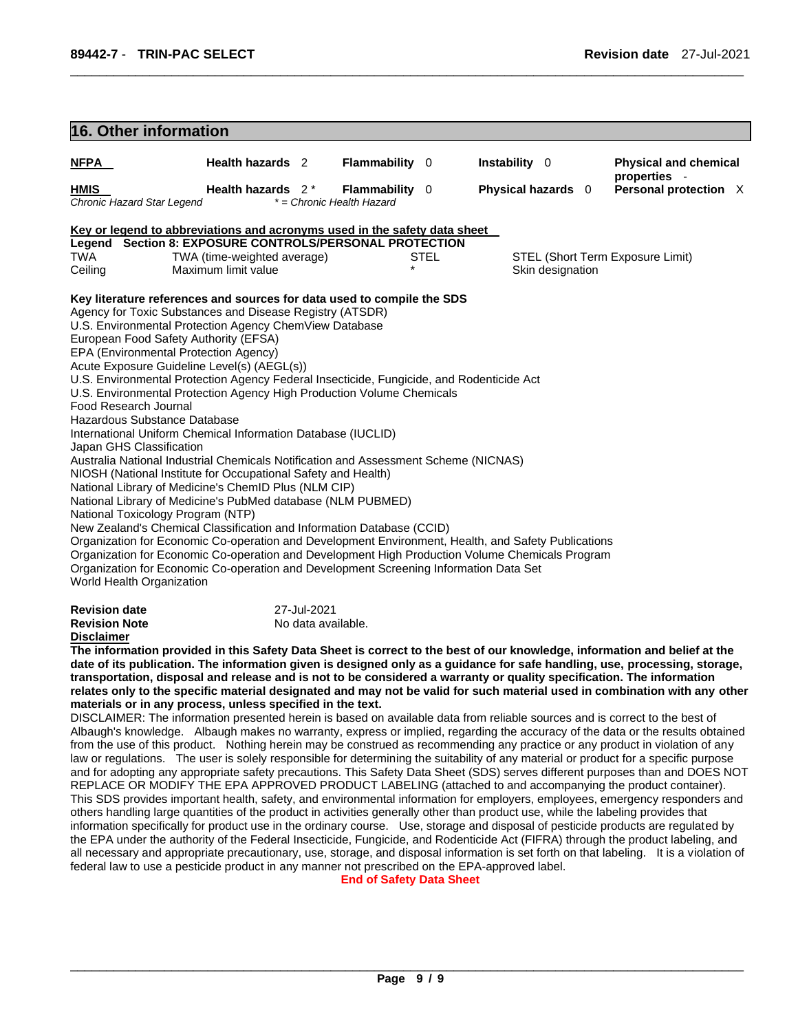## 16. Other information

| | | | | |
|---|---|---|---|---|
| **NFPA** | **Health hazards** 2 | **Flammability** 0 | **Instability** 0 | **Physical and chemical properties** - |
| **HMIS** | **Health hazards** 2 * | **Flammability** 0 | **Physical hazards** 0 | **Personal protection** X |

*Chronic Hazard Star Legend* *&#42; = Chronic Health Hazard*

**Key or legend to abbreviations and acronyms used in the safety data sheet**

**Legend Section 8: EXPOSURE CONTROLS/PERSONAL PROTECTION**

| | | | |
|---|---|---|---|
| TWA | TWA (time-weighted average) | STEL | STEL (Short Term Exposure Limit) |
| Ceiling | Maximum limit value | * | Skin designation |

**Key literature references and sources for data used to compile the SDS**

Agency for Toxic Substances and Disease Registry (ATSDR)
U.S. Environmental Protection Agency ChemView Database
European Food Safety Authority (EFSA)
EPA (Environmental Protection Agency)
Acute Exposure Guideline Level(s) (AEGL(s))
U.S. Environmental Protection Agency Federal Insecticide, Fungicide, and Rodenticide Act
U.S. Environmental Protection Agency High Production Volume Chemicals
Food Research Journal
Hazardous Substance Database
International Uniform Chemical Information Database (IUCLID)
Japan GHS Classification
Australia National Industrial Chemicals Notification and Assessment Scheme (NICNAS)
NIOSH (National Institute for Occupational Safety and Health)
National Library of Medicine's ChemID Plus (NLM CIP)
National Library of Medicine's PubMed database (NLM PUBMED)
National Toxicology Program (NTP)
New Zealand's Chemical Classification and Information Database (CCID)
Organization for Economic Co-operation and Development Environment, Health, and Safety Publications
Organization for Economic Co-operation and Development High Production Volume Chemicals Program
Organization for Economic Co-operation and Development Screening Information Data Set
World Health Organization

**Revision date** 27-Jul-2021
**Revision Note** No data available.

**Disclaimer**

**The information provided in this Safety Data Sheet is correct to the best of our knowledge, information and belief at the date of its publication. The information given is designed only as a guidance for safe handling, use, processing, storage, transportation, disposal and release and is not to be considered a warranty or quality specification. The information relates only to the specific material designated and may not be valid for such material used in combination with any other materials or in any process, unless specified in the text.**

DISCLAIMER: The information presented herein is based on available data from reliable sources and is correct to the best of Albaugh's knowledge. Albaugh makes no warranty, express or implied, regarding the accuracy of the data or the results obtained from the use of this product. Nothing herein may be construed as recommending any practice or any product in violation of any law or regulations. The user is solely responsible for determining the suitability of any material or product for a specific purpose and for adopting any appropriate safety precautions. This Safety Data Sheet (SDS) serves different purposes than and DOES NOT REPLACE OR MODIFY THE EPA APPROVED PRODUCT LABELING (attached to and accompanying the product container). This SDS provides important health, safety, and environmental information for employers, employees, emergency responders and others handling large quantities of the product in activities generally other than product use, while the labeling provides that information specifically for product use in the ordinary course. Use, storage and disposal of pesticide products are regulated by the EPA under the authority of the Federal Insecticide, Fungicide, and Rodenticide Act (FIFRA) through the product labeling, and all necessary and appropriate precautionary, use, storage, and disposal information is set forth on that labeling. It is a violation of federal law to use a pesticide product in any manner not prescribed on the EPA-approved label.

**End of Safety Data Sheet**